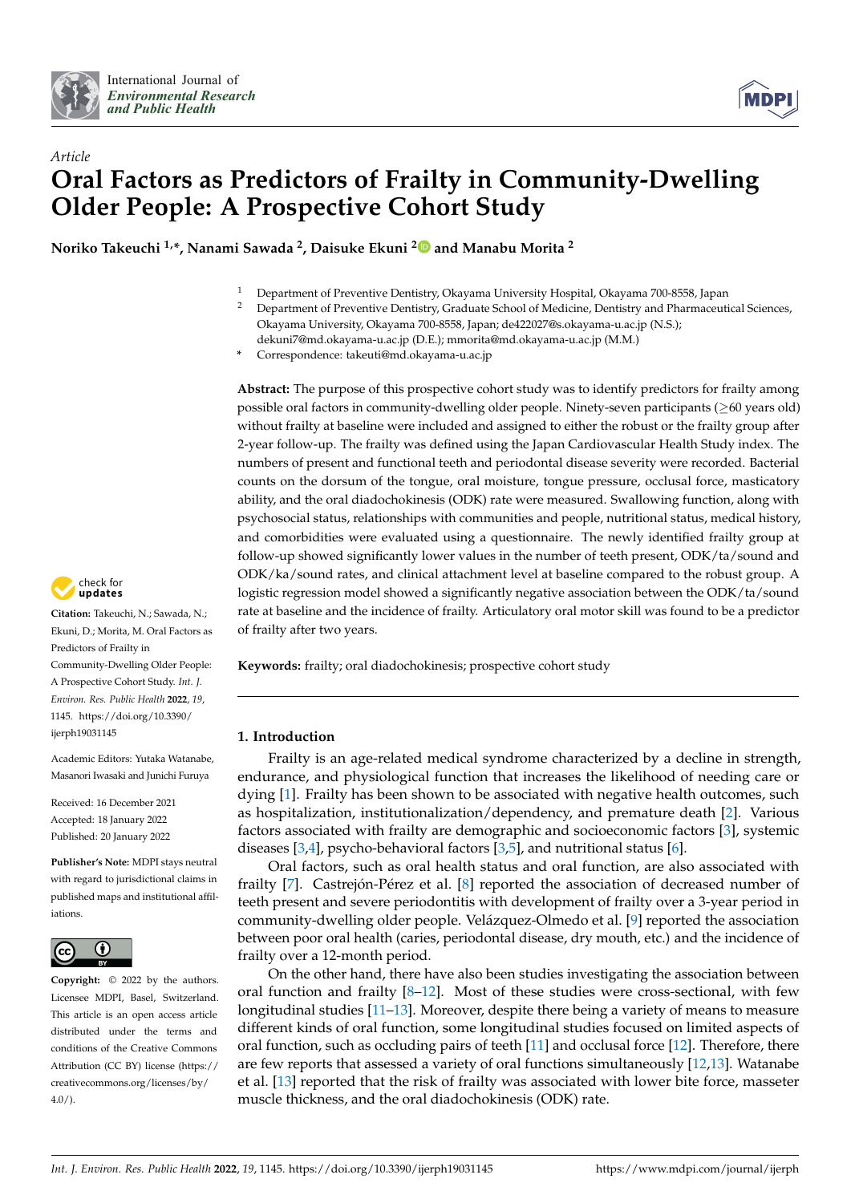*Article*

# Oral Factors as Predictors of Frailty in Community-Dwelling Older People: A Prospective Cohort Study

**Noriko Takeuchi [1,*], Nanami Sawada [2], Daisuke Ekuni [2] and Manabu Morita [2]**

[1] Department of Preventive Dentistry, Okayama University Hospital, Okayama 700-8558, Japan

[2] Department of Preventive Dentistry, Graduate School of Medicine, Dentistry and Pharmaceutical Sciences, Okayama University, Okayama 700-8558, Japan; de422027@s.okayama-u.ac.jp (N.S.); dekuni7@md.okayama-u.ac.jp (D.E.); mmorita@md.okayama-u.ac.jp (M.M.)

* Correspondence: takeuti@md.okayama-u.ac.jp

**Abstract:** The purpose of this prospective cohort study was to identify predictors for frailty among possible oral factors in community-dwelling older people. Ninety-seven participants (≥60 years old) without frailty at baseline were included and assigned to either the robust or the frailty group after 2-year follow-up. The frailty was defined using the Japan Cardiovascular Health Study index. The numbers of present and functional teeth and periodontal disease severity were recorded. Bacterial counts on the dorsum of the tongue, oral moisture, tongue pressure, occlusal force, masticatory ability, and the oral diadochokinesis (ODK) rate were measured. Swallowing function, along with psychosocial status, relationships with communities and people, nutritional status, medical history, and comorbidities were evaluated using a questionnaire. The newly identified frailty group at follow-up showed significantly lower values in the number of teeth present, ODK/ta/sound and ODK/ka/sound rates, and clinical attachment level at baseline compared to the robust group. A logistic regression model showed a significantly negative association between the ODK/ta/sound rate at baseline and the incidence of frailty. Articulatory oral motor skill was found to be a predictor of frailty after two years.

**Keywords:** frailty; oral diadochokinesis; prospective cohort study

**Citation:** Takeuchi, N.; Sawada, N.; Ekuni, D.; Morita, M. Oral Factors as Predictors of Frailty in Community-Dwelling Older People: A Prospective Cohort Study. *Int. J. Environ. Res. Public Health* **2022**, *19*, 1145. https://doi.org/10.3390/ijerph19031145

Academic Editors: Yutaka Watanabe, Masanori Iwasaki and Junichi Furuya

Received: 16 December 2021
Accepted: 18 January 2022
Published: 20 January 2022

**Publisher's Note:** MDPI stays neutral with regard to jurisdictional claims in published maps and institutional affiliations.

**Copyright:** © 2022 by the authors. Licensee MDPI, Basel, Switzerland. This article is an open access article distributed under the terms and conditions of the Creative Commons Attribution (CC BY) license (https://creativecommons.org/licenses/by/4.0/).

## 1. Introduction

Frailty is an age-related medical syndrome characterized by a decline in strength, endurance, and physiological function that increases the likelihood of needing care or dying [1]. Frailty has been shown to be associated with negative health outcomes, such as hospitalization, institutionalization/dependency, and premature death [2]. Various factors associated with frailty are demographic and socioeconomic factors [3], systemic diseases [3,4], psycho-behavioral factors [3,5], and nutritional status [6].

Oral factors, such as oral health status and oral function, are also associated with frailty [7]. Castrejón-Pérez et al. [8] reported the association of decreased number of teeth present and severe periodontitis with development of frailty over a 3-year period in community-dwelling older people. Velázquez-Olmedo et al. [9] reported the association between poor oral health (caries, periodontal disease, dry mouth, etc.) and the incidence of frailty over a 12-month period.

On the other hand, there have also been studies investigating the association between oral function and frailty [8–12]. Most of these studies were cross-sectional, with few longitudinal studies [11–13]. Moreover, despite there being a variety of means to measure different kinds of oral function, some longitudinal studies focused on limited aspects of oral function, such as occluding pairs of teeth [11] and occlusal force [12]. Therefore, there are few reports that assessed a variety of oral functions simultaneously [12,13]. Watanabe et al. [13] reported that the risk of frailty was associated with lower bite force, masseter muscle thickness, and the oral diadochokinesis (ODK) rate.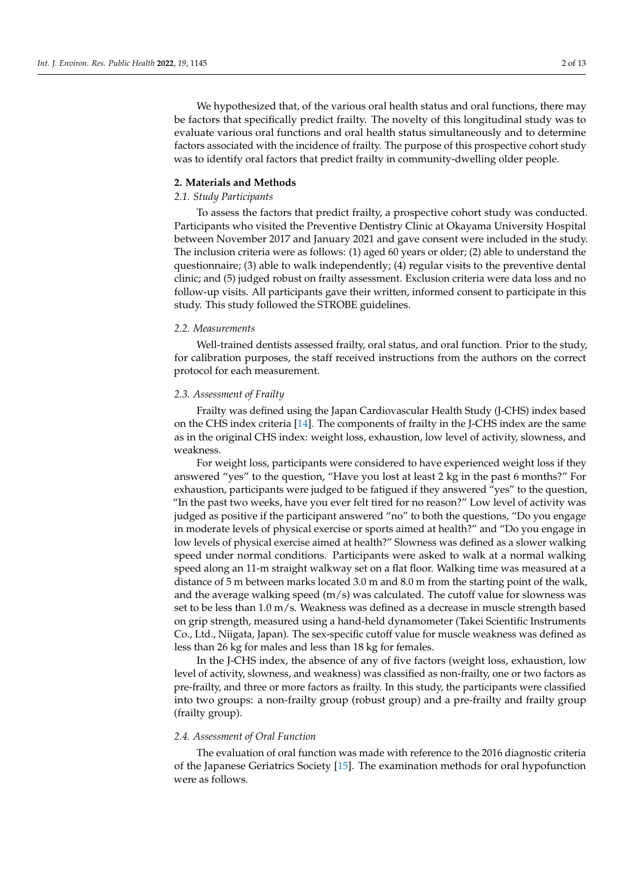We hypothesized that, of the various oral health status and oral functions, there may be factors that specifically predict frailty. The novelty of this longitudinal study was to evaluate various oral functions and oral health status simultaneously and to determine factors associated with the incidence of frailty. The purpose of this prospective cohort study was to identify oral factors that predict frailty in community-dwelling older people.

## 2. Materials and Methods

### 2.1. Study Participants

To assess the factors that predict frailty, a prospective cohort study was conducted. Participants who visited the Preventive Dentistry Clinic at Okayama University Hospital between November 2017 and January 2021 and gave consent were included in the study. The inclusion criteria were as follows: (1) aged 60 years or older; (2) able to understand the questionnaire; (3) able to walk independently; (4) regular visits to the preventive dental clinic; and (5) judged robust on frailty assessment. Exclusion criteria were data loss and no follow-up visits. All participants gave their written, informed consent to participate in this study. This study followed the STROBE guidelines.

### 2.2. Measurements

Well-trained dentists assessed frailty, oral status, and oral function. Prior to the study, for calibration purposes, the staff received instructions from the authors on the correct protocol for each measurement.

### 2.3. Assessment of Frailty

Frailty was defined using the Japan Cardiovascular Health Study (J-CHS) index based on the CHS index criteria [14]. The components of frailty in the J-CHS index are the same as in the original CHS index: weight loss, exhaustion, low level of activity, slowness, and weakness.

For weight loss, participants were considered to have experienced weight loss if they answered "yes" to the question, "Have you lost at least 2 kg in the past 6 months?" For exhaustion, participants were judged to be fatigued if they answered "yes" to the question, "In the past two weeks, have you ever felt tired for no reason?" Low level of activity was judged as positive if the participant answered "no" to both the questions, "Do you engage in moderate levels of physical exercise or sports aimed at health?" and "Do you engage in low levels of physical exercise aimed at health?" Slowness was defined as a slower walking speed under normal conditions. Participants were asked to walk at a normal walking speed along an 11-m straight walkway set on a flat floor. Walking time was measured at a distance of 5 m between marks located 3.0 m and 8.0 m from the starting point of the walk, and the average walking speed (m/s) was calculated. The cutoff value for slowness was set to be less than 1.0 m/s. Weakness was defined as a decrease in muscle strength based on grip strength, measured using a hand-held dynamometer (Takei Scientific Instruments Co., Ltd., Niigata, Japan). The sex-specific cutoff value for muscle weakness was defined as less than 26 kg for males and less than 18 kg for females.

In the J-CHS index, the absence of any of five factors (weight loss, exhaustion, low level of activity, slowness, and weakness) was classified as non-frailty, one or two factors as pre-frailty, and three or more factors as frailty. In this study, the participants were classified into two groups: a non-frailty group (robust group) and a pre-frailty and frailty group (frailty group).

### 2.4. Assessment of Oral Function

The evaluation of oral function was made with reference to the 2016 diagnostic criteria of the Japanese Geriatrics Society [15]. The examination methods for oral hypofunction were as follows.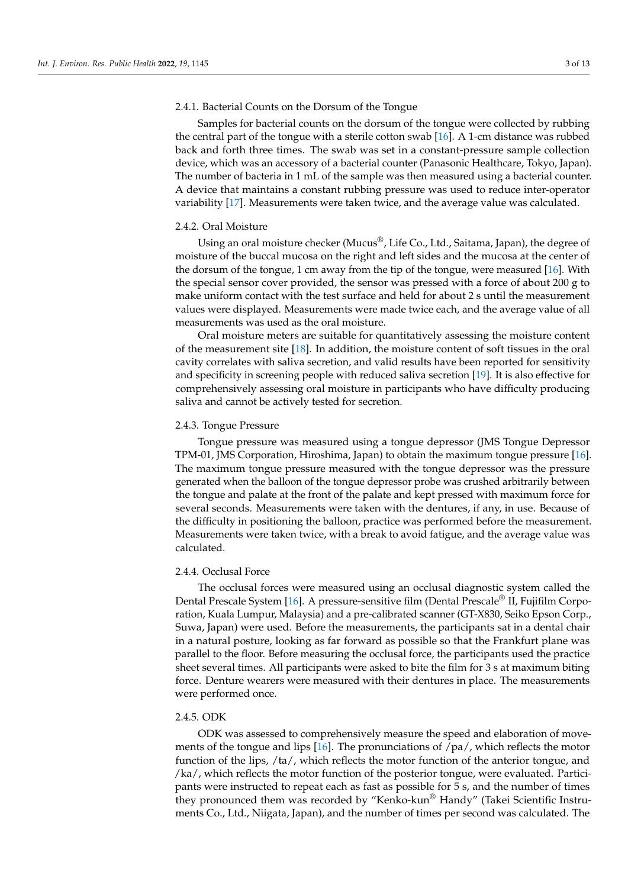#### 2.4.1. Bacterial Counts on the Dorsum of the Tongue

Samples for bacterial counts on the dorsum of the tongue were collected by rubbing the central part of the tongue with a sterile cotton swab [16]. A 1-cm distance was rubbed back and forth three times. The swab was set in a constant-pressure sample collection device, which was an accessory of a bacterial counter (Panasonic Healthcare, Tokyo, Japan). The number of bacteria in 1 mL of the sample was then measured using a bacterial counter. A device that maintains a constant rubbing pressure was used to reduce inter-operator variability [17]. Measurements were taken twice, and the average value was calculated.

#### 2.4.2. Oral Moisture

Using an oral moisture checker (Mucus®, Life Co., Ltd., Saitama, Japan), the degree of moisture of the buccal mucosa on the right and left sides and the mucosa at the center of the dorsum of the tongue, 1 cm away from the tip of the tongue, were measured [16]. With the special sensor cover provided, the sensor was pressed with a force of about 200 g to make uniform contact with the test surface and held for about 2 s until the measurement values were displayed. Measurements were made twice each, and the average value of all measurements was used as the oral moisture.

Oral moisture meters are suitable for quantitatively assessing the moisture content of the measurement site [18]. In addition, the moisture content of soft tissues in the oral cavity correlates with saliva secretion, and valid results have been reported for sensitivity and specificity in screening people with reduced saliva secretion [19]. It is also effective for comprehensively assessing oral moisture in participants who have difficulty producing saliva and cannot be actively tested for secretion.

#### 2.4.3. Tongue Pressure

Tongue pressure was measured using a tongue depressor (JMS Tongue Depressor TPM-01, JMS Corporation, Hiroshima, Japan) to obtain the maximum tongue pressure [16]. The maximum tongue pressure measured with the tongue depressor was the pressure generated when the balloon of the tongue depressor probe was crushed arbitrarily between the tongue and palate at the front of the palate and kept pressed with maximum force for several seconds. Measurements were taken with the dentures, if any, in use. Because of the difficulty in positioning the balloon, practice was performed before the measurement. Measurements were taken twice, with a break to avoid fatigue, and the average value was calculated.

#### 2.4.4. Occlusal Force

The occlusal forces were measured using an occlusal diagnostic system called the Dental Prescale System [16]. A pressure-sensitive film (Dental Prescale® II, Fujifilm Corporation, Kuala Lumpur, Malaysia) and a pre-calibrated scanner (GT-X830, Seiko Epson Corp., Suwa, Japan) were used. Before the measurements, the participants sat in a dental chair in a natural posture, looking as far forward as possible so that the Frankfurt plane was parallel to the floor. Before measuring the occlusal force, the participants used the practice sheet several times. All participants were asked to bite the film for 3 s at maximum biting force. Denture wearers were measured with their dentures in place. The measurements were performed once.

#### 2.4.5. ODK

ODK was assessed to comprehensively measure the speed and elaboration of movements of the tongue and lips [16]. The pronunciations of /pa/, which reflects the motor function of the lips, /ta/, which reflects the motor function of the anterior tongue, and /ka/, which reflects the motor function of the posterior tongue, were evaluated. Participants were instructed to repeat each as fast as possible for 5 s, and the number of times they pronounced them was recorded by "Kenko-kun® Handy" (Takei Scientific Instruments Co., Ltd., Niigata, Japan), and the number of times per second was calculated. The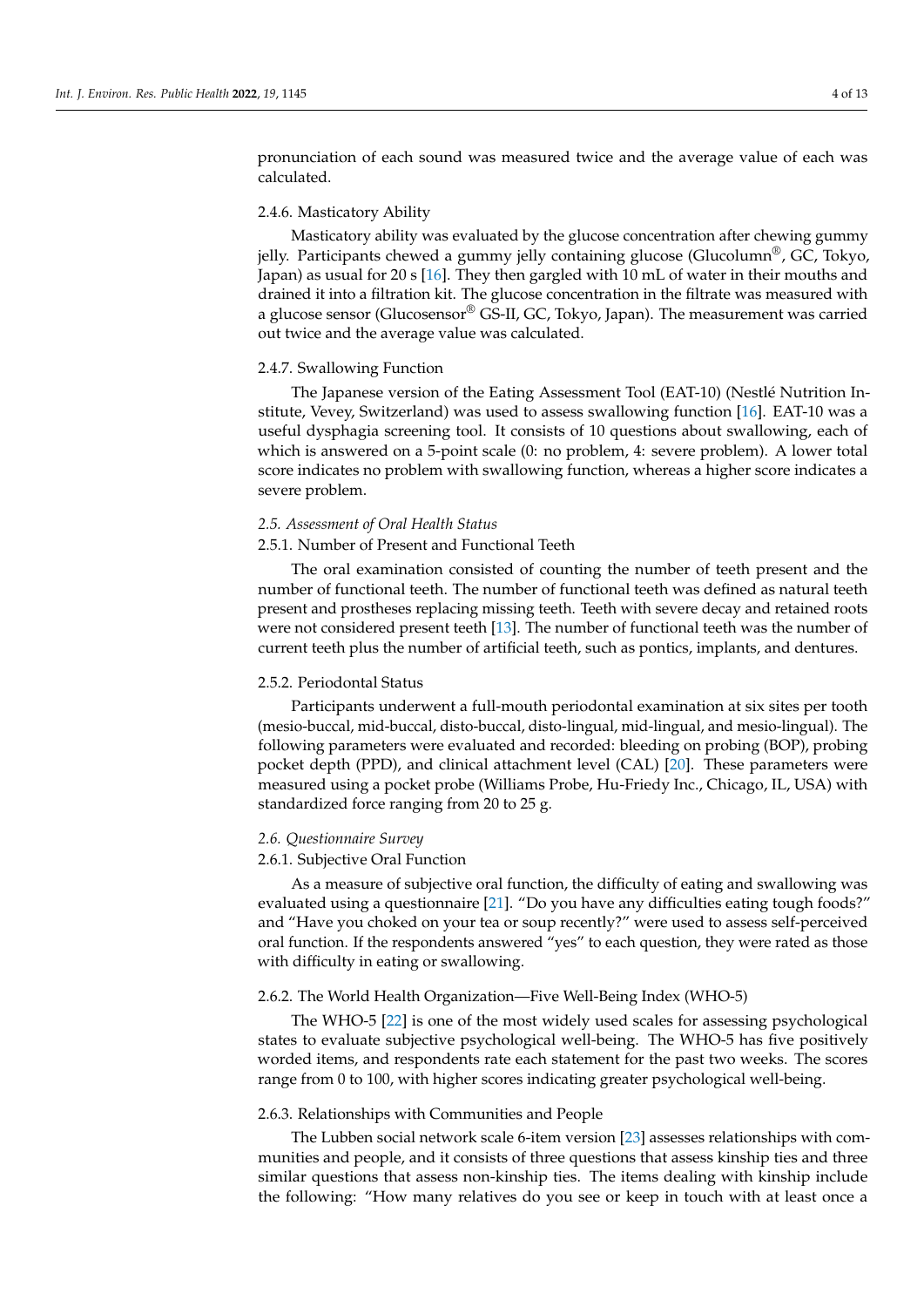pronunciation of each sound was measured twice and the average value of each was calculated.

#### 2.4.6. Masticatory Ability

Masticatory ability was evaluated by the glucose concentration after chewing gummy jelly. Participants chewed a gummy jelly containing glucose (Glucolumn®, GC, Tokyo, Japan) as usual for 20 s [16]. They then gargled with 10 mL of water in their mouths and drained it into a filtration kit. The glucose concentration in the filtrate was measured with a glucose sensor (Glucosensor® GS-II, GC, Tokyo, Japan). The measurement was carried out twice and the average value was calculated.

#### 2.4.7. Swallowing Function

The Japanese version of the Eating Assessment Tool (EAT-10) (Nestlé Nutrition Institute, Vevey, Switzerland) was used to assess swallowing function [16]. EAT-10 was a useful dysphagia screening tool. It consists of 10 questions about swallowing, each of which is answered on a 5-point scale (0: no problem, 4: severe problem). A lower total score indicates no problem with swallowing function, whereas a higher score indicates a severe problem.

### *2.5. Assessment of Oral Health Status*

#### 2.5.1. Number of Present and Functional Teeth

The oral examination consisted of counting the number of teeth present and the number of functional teeth. The number of functional teeth was defined as natural teeth present and prostheses replacing missing teeth. Teeth with severe decay and retained roots were not considered present teeth [13]. The number of functional teeth was the number of current teeth plus the number of artificial teeth, such as pontics, implants, and dentures.

#### 2.5.2. Periodontal Status

Participants underwent a full-mouth periodontal examination at six sites per tooth (mesio-buccal, mid-buccal, disto-buccal, disto-lingual, mid-lingual, and mesio-lingual). The following parameters were evaluated and recorded: bleeding on probing (BOP), probing pocket depth (PPD), and clinical attachment level (CAL) [20]. These parameters were measured using a pocket probe (Williams Probe, Hu-Friedy Inc., Chicago, IL, USA) with standardized force ranging from 20 to 25 g.

### *2.6. Questionnaire Survey*

#### 2.6.1. Subjective Oral Function

As a measure of subjective oral function, the difficulty of eating and swallowing was evaluated using a questionnaire [21]. "Do you have any difficulties eating tough foods?" and "Have you choked on your tea or soup recently?" were used to assess self-perceived oral function. If the respondents answered "yes" to each question, they were rated as those with difficulty in eating or swallowing.

#### 2.6.2. The World Health Organization—Five Well-Being Index (WHO-5)

The WHO-5 [22] is one of the most widely used scales for assessing psychological states to evaluate subjective psychological well-being. The WHO-5 has five positively worded items, and respondents rate each statement for the past two weeks. The scores range from 0 to 100, with higher scores indicating greater psychological well-being.

#### 2.6.3. Relationships with Communities and People

The Lubben social network scale 6-item version [23] assesses relationships with communities and people, and it consists of three questions that assess kinship ties and three similar questions that assess non-kinship ties. The items dealing with kinship include the following: "How many relatives do you see or keep in touch with at least once a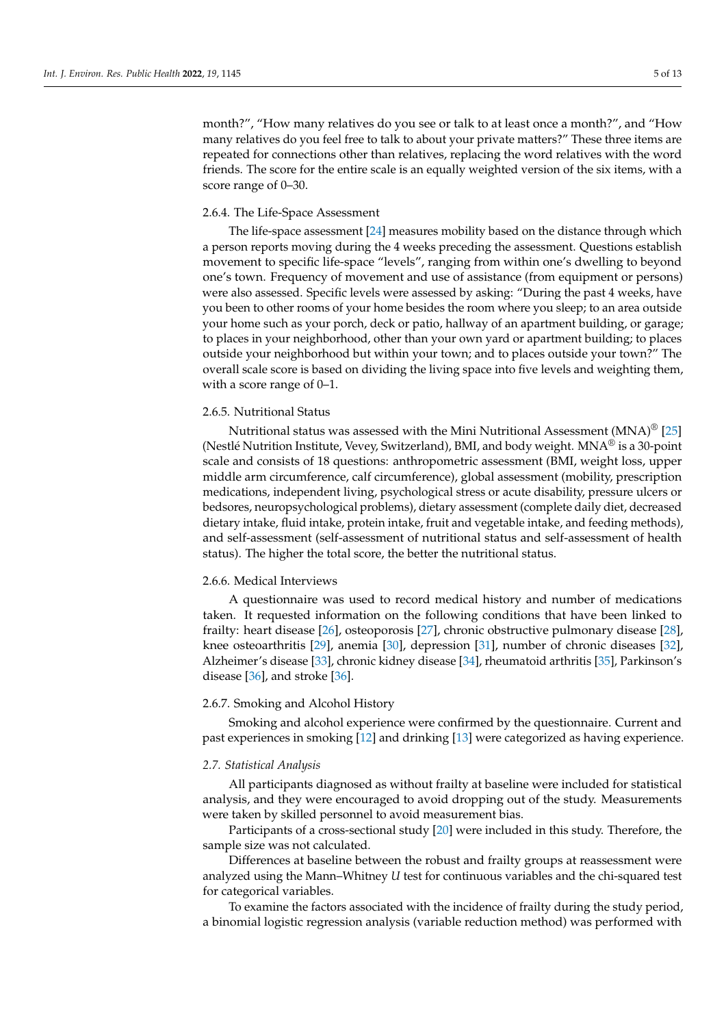month?", "How many relatives do you see or talk to at least once a month?", and "How many relatives do you feel free to talk to about your private matters?" These three items are repeated for connections other than relatives, replacing the word relatives with the word friends. The score for the entire scale is an equally weighted version of the six items, with a score range of 0–30.

#### 2.6.4. The Life-Space Assessment

The life-space assessment [24] measures mobility based on the distance through which a person reports moving during the 4 weeks preceding the assessment. Questions establish movement to specific life-space "levels", ranging from within one's dwelling to beyond one's town. Frequency of movement and use of assistance (from equipment or persons) were also assessed. Specific levels were assessed by asking: "During the past 4 weeks, have you been to other rooms of your home besides the room where you sleep; to an area outside your home such as your porch, deck or patio, hallway of an apartment building, or garage; to places in your neighborhood, other than your own yard or apartment building; to places outside your neighborhood but within your town; and to places outside your town?" The overall scale score is based on dividing the living space into five levels and weighting them, with a score range of 0–1.

#### 2.6.5. Nutritional Status

Nutritional status was assessed with the Mini Nutritional Assessment (MNA)® [25] (Nestlé Nutrition Institute, Vevey, Switzerland), BMI, and body weight. MNA® is a 30-point scale and consists of 18 questions: anthropometric assessment (BMI, weight loss, upper middle arm circumference, calf circumference), global assessment (mobility, prescription medications, independent living, psychological stress or acute disability, pressure ulcers or bedsores, neuropsychological problems), dietary assessment (complete daily diet, decreased dietary intake, fluid intake, protein intake, fruit and vegetable intake, and feeding methods), and self-assessment (self-assessment of nutritional status and self-assessment of health status). The higher the total score, the better the nutritional status.

#### 2.6.6. Medical Interviews

A questionnaire was used to record medical history and number of medications taken. It requested information on the following conditions that have been linked to frailty: heart disease [26], osteoporosis [27], chronic obstructive pulmonary disease [28], knee osteoarthritis [29], anemia [30], depression [31], number of chronic diseases [32], Alzheimer's disease [33], chronic kidney disease [34], rheumatoid arthritis [35], Parkinson's disease [36], and stroke [36].

#### 2.6.7. Smoking and Alcohol History

Smoking and alcohol experience were confirmed by the questionnaire. Current and past experiences in smoking [12] and drinking [13] were categorized as having experience.

### *2.7. Statistical Analysis*

All participants diagnosed as without frailty at baseline were included for statistical analysis, and they were encouraged to avoid dropping out of the study. Measurements were taken by skilled personnel to avoid measurement bias.

Participants of a cross-sectional study [20] were included in this study. Therefore, the sample size was not calculated.

Differences at baseline between the robust and frailty groups at reassessment were analyzed using the Mann–Whitney *U* test for continuous variables and the chi-squared test for categorical variables.

To examine the factors associated with the incidence of frailty during the study period, a binomial logistic regression analysis (variable reduction method) was performed with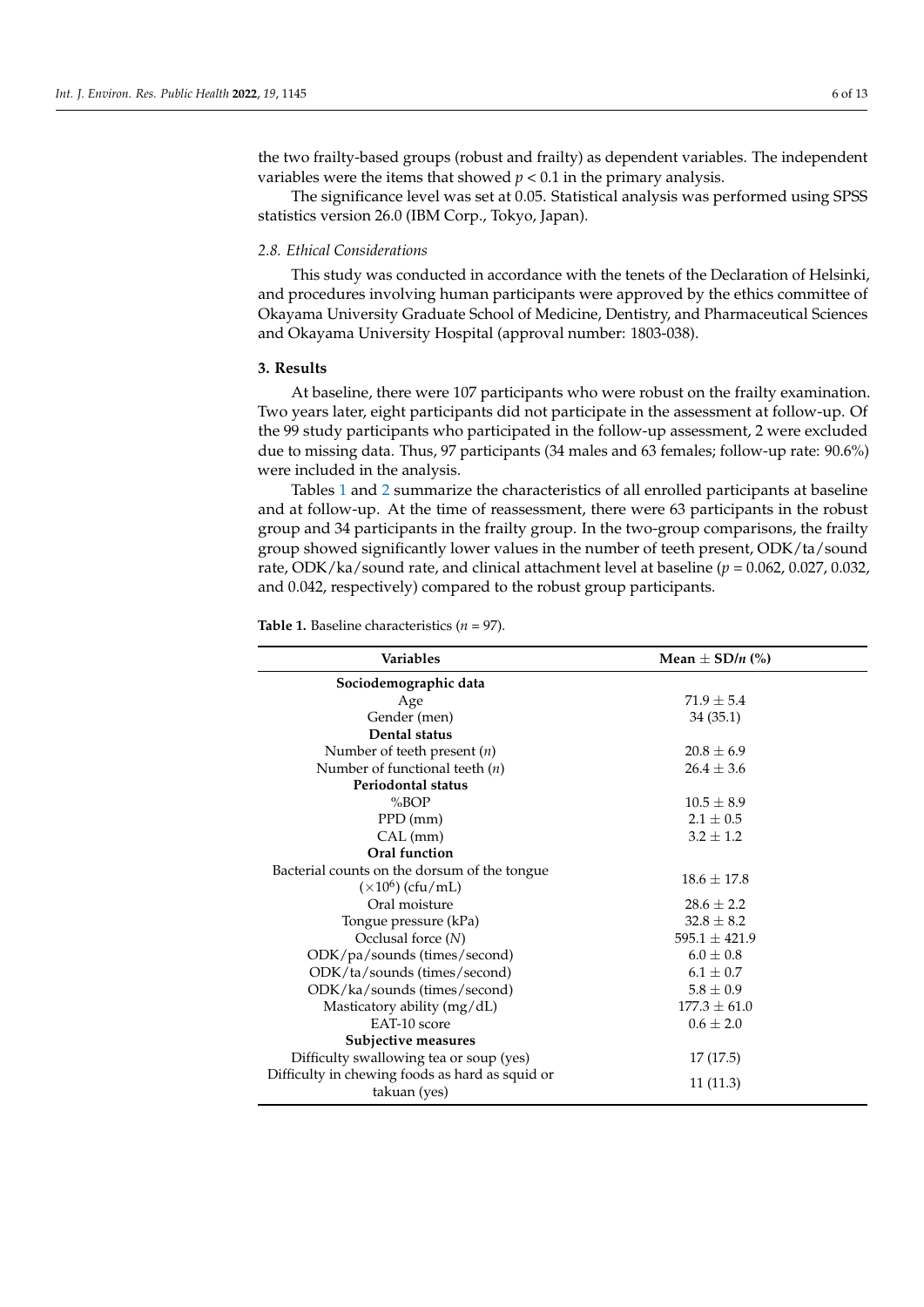the two frailty-based groups (robust and frailty) as dependent variables. The independent variables were the items that showed $p < 0.1$ in the primary analysis.

The significance level was set at 0.05. Statistical analysis was performed using SPSS statistics version 26.0 (IBM Corp., Tokyo, Japan).

### 2.8. Ethical Considerations

This study was conducted in accordance with the tenets of the Declaration of Helsinki, and procedures involving human participants were approved by the ethics committee of Okayama University Graduate School of Medicine, Dentistry, and Pharmaceutical Sciences and Okayama University Hospital (approval number: 1803-038).

## 3. Results

At baseline, there were 107 participants who were robust on the frailty examination. Two years later, eight participants did not participate in the assessment at follow-up. Of the 99 study participants who participated in the follow-up assessment, 2 were excluded due to missing data. Thus, 97 participants (34 males and 63 females; follow-up rate: 90.6%) were included in the analysis.

Tables 1 and 2 summarize the characteristics of all enrolled participants at baseline and at follow-up. At the time of reassessment, there were 63 participants in the robust group and 34 participants in the frailty group. In the two-group comparisons, the frailty group showed significantly lower values in the number of teeth present, ODK/ta/sound rate, ODK/ka/sound rate, and clinical attachment level at baseline ($p$ = 0.062, 0.027, 0.032, and 0.042, respectively) compared to the robust group participants.

**Table 1.** Baseline characteristics ($n$ = 97).

| Variables | Mean ± SD/$n$ (%) |
|---|---|
| **Sociodemographic data** | |
| Age | 71.9 ± 5.4 |
| Gender (men) | 34 (35.1) |
| **Dental status** | |
| Number of teeth present ($n$) | 20.8 ± 6.9 |
| Number of functional teeth ($n$) | 26.4 ± 3.6 |
| **Periodontal status** | |
| %BOP | 10.5 ± 8.9 |
| PPD (mm) | 2.1 ± 0.5 |
| CAL (mm) | 3.2 ± 1.2 |
| **Oral function** | |
| Bacterial counts on the dorsum of the tongue ($\times 10^6$) (cfu/mL) | 18.6 ± 17.8 |
| Oral moisture | 28.6 ± 2.2 |
| Tongue pressure (kPa) | 32.8 ± 8.2 |
| Occlusal force ($N$) | 595.1 ± 421.9 |
| ODK/pa/sounds (times/second) | 6.0 ± 0.8 |
| ODK/ta/sounds (times/second) | 6.1 ± 0.7 |
| ODK/ka/sounds (times/second) | 5.8 ± 0.9 |
| Masticatory ability (mg/dL) | 177.3 ± 61.0 |
| EAT-10 score | 0.6 ± 2.0 |
| **Subjective measures** | |
| Difficulty swallowing tea or soup (yes) | 17 (17.5) |
| Difficulty in chewing foods as hard as squid or takuan (yes) | 11 (11.3) |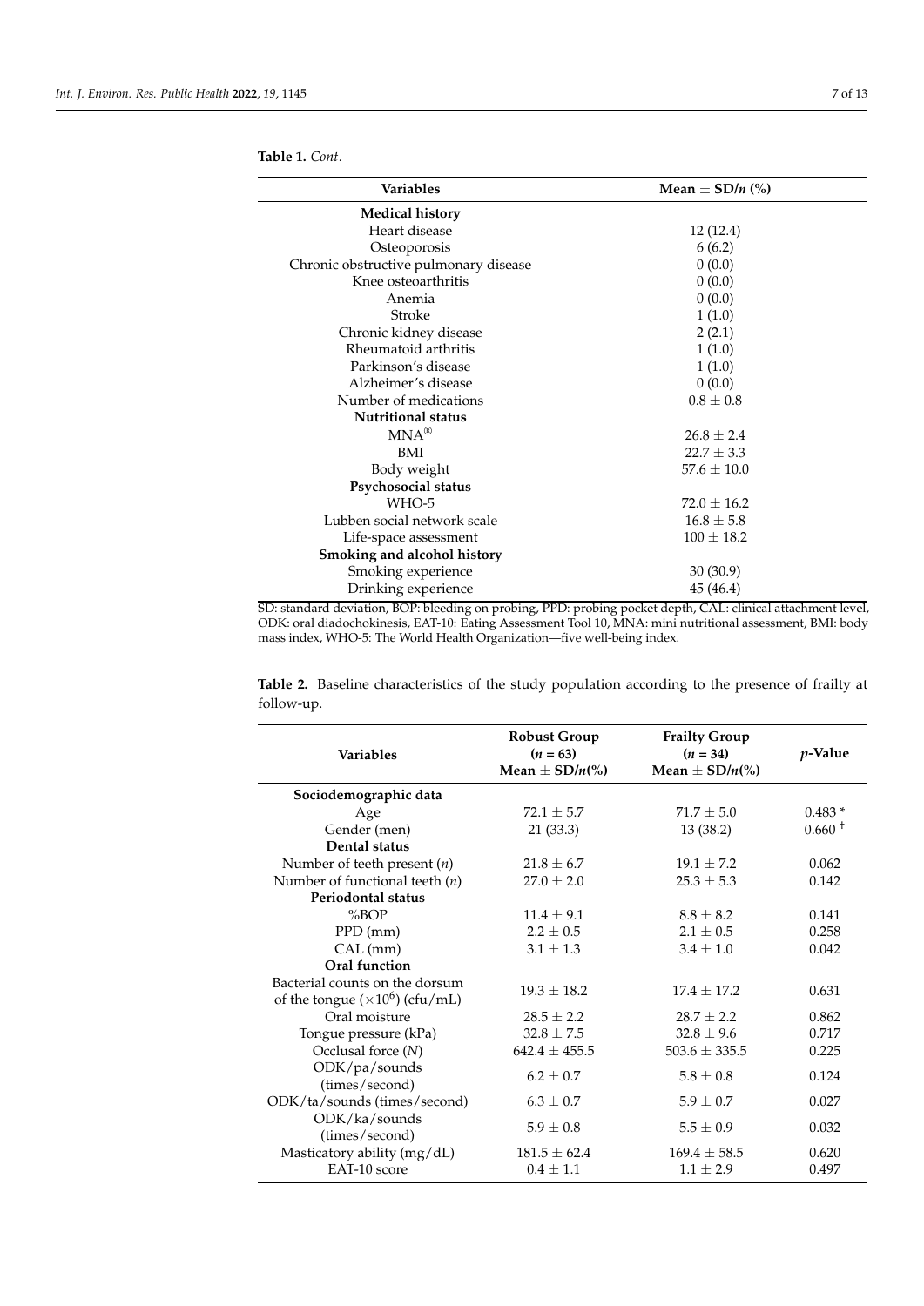**Table 1.** *Cont.*

| Variables | Mean ± SD/*n* (%) |
|---|---|
| **Medical history** | |
| Heart disease | 12 (12.4) |
| Osteoporosis | 6 (6.2) |
| Chronic obstructive pulmonary disease | 0 (0.0) |
| Knee osteoarthritis | 0 (0.0) |
| Anemia | 0 (0.0) |
| Stroke | 1 (1.0) |
| Chronic kidney disease | 2 (2.1) |
| Rheumatoid arthritis | 1 (1.0) |
| Parkinson's disease | 1 (1.0) |
| Alzheimer's disease | 0 (0.0) |
| Number of medications | 0.8 ± 0.8 |
| **Nutritional status** | |
| MNA® | 26.8 ± 2.4 |
| BMI | 22.7 ± 3.3 |
| Body weight | 57.6 ± 10.0 |
| **Psychosocial status** | |
| WHO-5 | 72.0 ± 16.2 |
| Lubben social network scale | 16.8 ± 5.8 |
| Life-space assessment | 100 ± 18.2 |
| **Smoking and alcohol history** | |
| Smoking experience | 30 (30.9) |
| Drinking experience | 45 (46.4) |

SD: standard deviation, BOP: bleeding on probing, PPD: probing pocket depth, CAL: clinical attachment level, ODK: oral diadochokinesis, EAT-10: Eating Assessment Tool 10, MNA: mini nutritional assessment, BMI: body mass index, WHO-5: The World Health Organization—five well-being index.

**Table 2.** Baseline characteristics of the study population according to the presence of frailty at follow-up.

| Variables | Robust Group ($n = 63$) Mean ± SD/*n*(%) | Frailty Group ($n = 34$) Mean ± SD/*n*(%) | *p*-Value |
|---|---|---|---|
| **Sociodemographic data** | | | |
| Age | 72.1 ± 5.7 | 71.7 ± 5.0 | 0.483 * |
| Gender (men) | 21 (33.3) | 13 (38.2) | 0.660 † |
| **Dental status** | | | |
| Number of teeth present (*n*) | 21.8 ± 6.7 | 19.1 ± 7.2 | 0.062 |
| Number of functional teeth (*n*) | 27.0 ± 2.0 | 25.3 ± 5.3 | 0.142 |
| **Periodontal status** | | | |
| %BOP | 11.4 ± 9.1 | 8.8 ± 8.2 | 0.141 |
| PPD (mm) | 2.2 ± 0.5 | 2.1 ± 0.5 | 0.258 |
| CAL (mm) | 3.1 ± 1.3 | 3.4 ± 1.0 | 0.042 |
| **Oral function** | | | |
| Bacterial counts on the dorsum of the tongue ($\times 10^6$) (cfu/mL) | 19.3 ± 18.2 | 17.4 ± 17.2 | 0.631 |
| Oral moisture | 28.5 ± 2.2 | 28.7 ± 2.2 | 0.862 |
| Tongue pressure (kPa) | 32.8 ± 7.5 | 32.8 ± 9.6 | 0.717 |
| Occlusal force (*N*) | 642.4 ± 455.5 | 503.6 ± 335.5 | 0.225 |
| ODK/pa/sounds (times/second) | 6.2 ± 0.7 | 5.8 ± 0.8 | 0.124 |
| ODK/ta/sounds (times/second) | 6.3 ± 0.7 | 5.9 ± 0.7 | 0.027 |
| ODK/ka/sounds (times/second) | 5.9 ± 0.8 | 5.5 ± 0.9 | 0.032 |
| Masticatory ability (mg/dL) | 181.5 ± 62.4 | 169.4 ± 58.5 | 0.620 |
| EAT-10 score | 0.4 ± 1.1 | 1.1 ± 2.9 | 0.497 |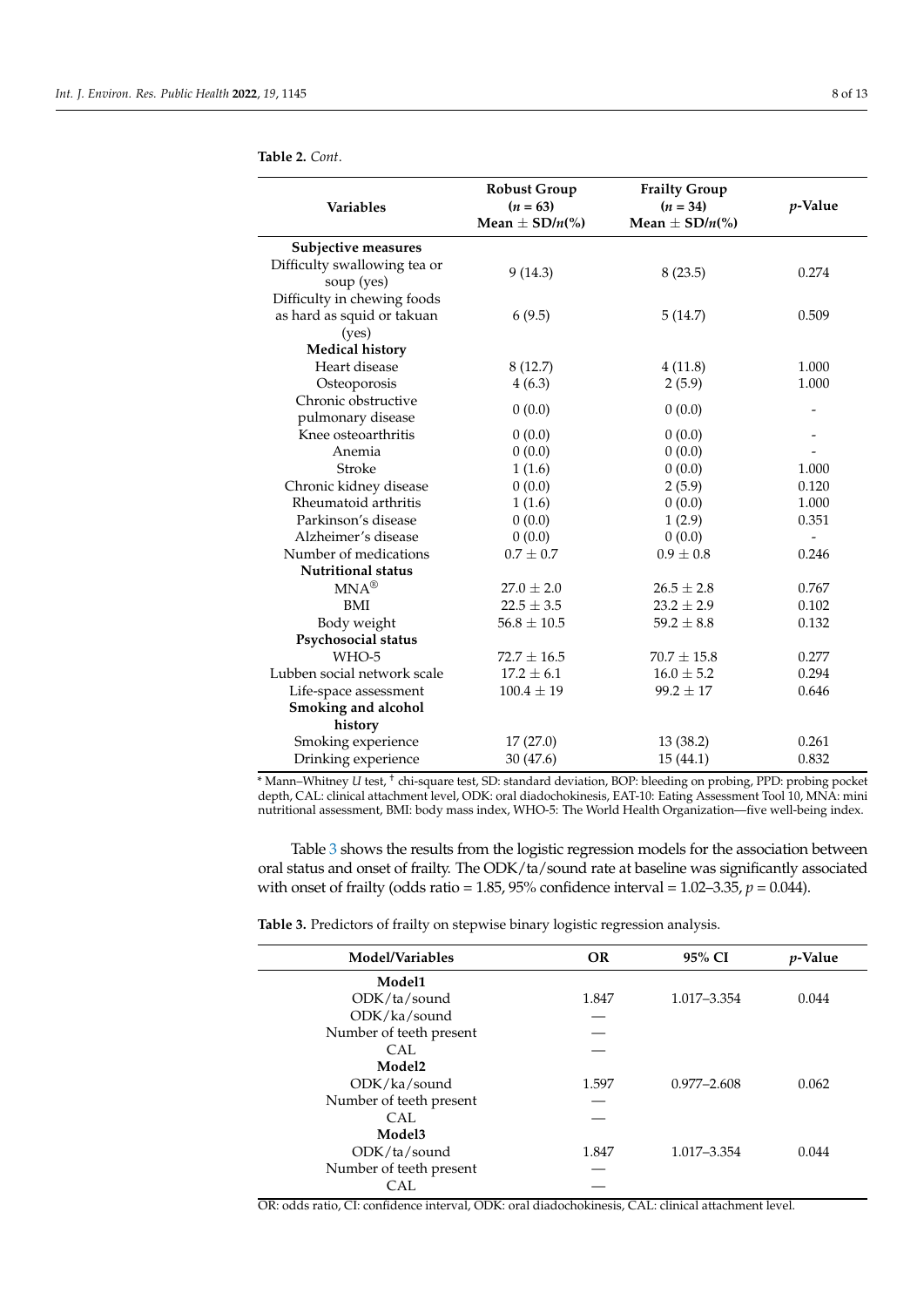**Table 2.** *Cont.*

| Variables | Robust Group ($n$ = 63) Mean ± SD/$n$(%) | Frailty Group ($n$ = 34) Mean ± SD/$n$(%) | $p$-Value |
|---|---|---|---|
| **Subjective measures** | | | |
| Difficulty swallowing tea or soup (yes) | 9 (14.3) | 8 (23.5) | 0.274 |
| Difficulty in chewing foods as hard as squid or takuan (yes) | 6 (9.5) | 5 (14.7) | 0.509 |
| **Medical history** | | | |
| Heart disease | 8 (12.7) | 4 (11.8) | 1.000 |
| Osteoporosis | 4 (6.3) | 2 (5.9) | 1.000 |
| Chronic obstructive pulmonary disease | 0 (0.0) | 0 (0.0) | - |
| Knee osteoarthritis | 0 (0.0) | 0 (0.0) | - |
| Anemia | 0 (0.0) | 0 (0.0) | - |
| Stroke | 1 (1.6) | 0 (0.0) | 1.000 |
| Chronic kidney disease | 0 (0.0) | 2 (5.9) | 0.120 |
| Rheumatoid arthritis | 1 (1.6) | 0 (0.0) | 1.000 |
| Parkinson's disease | 0 (0.0) | 1 (2.9) | 0.351 |
| Alzheimer's disease | 0 (0.0) | 0 (0.0) | - |
| Number of medications | 0.7 ± 0.7 | 0.9 ± 0.8 | 0.246 |
| **Nutritional status** | | | |
| MNA® | 27.0 ± 2.0 | 26.5 ± 2.8 | 0.767 |
| BMI | 22.5 ± 3.5 | 23.2 ± 2.9 | 0.102 |
| Body weight | 56.8 ± 10.5 | 59.2 ± 8.8 | 0.132 |
| **Psychosocial status** | | | |
| WHO-5 | 72.7 ± 16.5 | 70.7 ± 15.8 | 0.277 |
| Lubben social network scale | 17.2 ± 6.1 | 16.0 ± 5.2 | 0.294 |
| Life-space assessment | 100.4 ± 19 | 99.2 ± 17 | 0.646 |
| **Smoking and alcohol history** | | | |
| Smoking experience | 17 (27.0) | 13 (38.2) | 0.261 |
| Drinking experience | 30 (47.6) | 15 (44.1) | 0.832 |

\* Mann–Whitney *U* test, † chi-square test, SD: standard deviation, BOP: bleeding on probing, PPD: probing pocket depth, CAL: clinical attachment level, ODK: oral diadochokinesis, EAT-10: Eating Assessment Tool 10, MNA: mini nutritional assessment, BMI: body mass index, WHO-5: The World Health Organization—five well-being index.

Table 3 shows the results from the logistic regression models for the association between oral status and onset of frailty. The ODK/ta/sound rate at baseline was significantly associated with onset of frailty (odds ratio = 1.85, 95% confidence interval = 1.02–3.35, $p$ = 0.044).

**Table 3.** Predictors of frailty on stepwise binary logistic regression analysis.

| Model/Variables | OR | 95% CI | $p$-Value |
|---|---|---|---|
| **Model1** | | | |
| ODK/ta/sound | 1.847 | 1.017–3.354 | 0.044 |
| ODK/ka/sound | — | | |
| Number of teeth present | — | | |
| CAL | — | | |
| **Model2** | | | |
| ODK/ka/sound | 1.597 | 0.977–2.608 | 0.062 |
| Number of teeth present | — | | |
| CAL | — | | |
| **Model3** | | | |
| ODK/ta/sound | 1.847 | 1.017–3.354 | 0.044 |
| Number of teeth present | — | | |
| CAL | — | | |

OR: odds ratio, CI: confidence interval, ODK: oral diadochokinesis, CAL: clinical attachment level.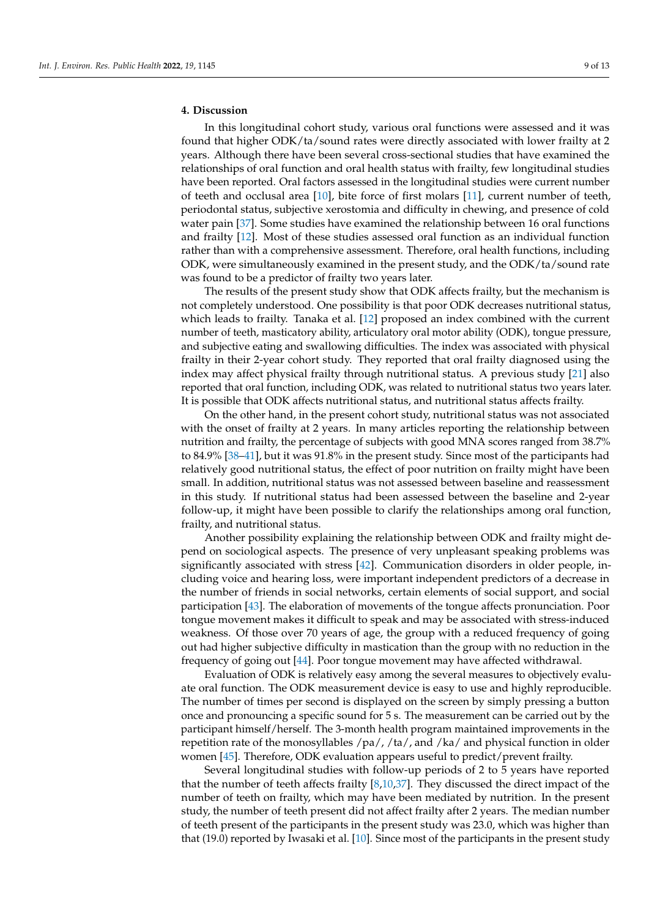## 4. Discussion

In this longitudinal cohort study, various oral functions were assessed and it was found that higher ODK/ta/sound rates were directly associated with lower frailty at 2 years. Although there have been several cross-sectional studies that have examined the relationships of oral function and oral health status with frailty, few longitudinal studies have been reported. Oral factors assessed in the longitudinal studies were current number of teeth and occlusal area [10], bite force of first molars [11], current number of teeth, periodontal status, subjective xerostomia and difficulty in chewing, and presence of cold water pain [37]. Some studies have examined the relationship between 16 oral functions and frailty [12]. Most of these studies assessed oral function as an individual function rather than with a comprehensive assessment. Therefore, oral health functions, including ODK, were simultaneously examined in the present study, and the ODK/ta/sound rate was found to be a predictor of frailty two years later.

The results of the present study show that ODK affects frailty, but the mechanism is not completely understood. One possibility is that poor ODK decreases nutritional status, which leads to frailty. Tanaka et al. [12] proposed an index combined with the current number of teeth, masticatory ability, articulatory oral motor ability (ODK), tongue pressure, and subjective eating and swallowing difficulties. The index was associated with physical frailty in their 2-year cohort study. They reported that oral frailty diagnosed using the index may affect physical frailty through nutritional status. A previous study [21] also reported that oral function, including ODK, was related to nutritional status two years later. It is possible that ODK affects nutritional status, and nutritional status affects frailty.

On the other hand, in the present cohort study, nutritional status was not associated with the onset of frailty at 2 years. In many articles reporting the relationship between nutrition and frailty, the percentage of subjects with good MNA scores ranged from 38.7% to 84.9% [38–41], but it was 91.8% in the present study. Since most of the participants had relatively good nutritional status, the effect of poor nutrition on frailty might have been small. In addition, nutritional status was not assessed between baseline and reassessment in this study. If nutritional status had been assessed between the baseline and 2-year follow-up, it might have been possible to clarify the relationships among oral function, frailty, and nutritional status.

Another possibility explaining the relationship between ODK and frailty might depend on sociological aspects. The presence of very unpleasant speaking problems was significantly associated with stress [42]. Communication disorders in older people, including voice and hearing loss, were important independent predictors of a decrease in the number of friends in social networks, certain elements of social support, and social participation [43]. The elaboration of movements of the tongue affects pronunciation. Poor tongue movement makes it difficult to speak and may be associated with stress-induced weakness. Of those over 70 years of age, the group with a reduced frequency of going out had higher subjective difficulty in mastication than the group with no reduction in the frequency of going out [44]. Poor tongue movement may have affected withdrawal.

Evaluation of ODK is relatively easy among the several measures to objectively evaluate oral function. The ODK measurement device is easy to use and highly reproducible. The number of times per second is displayed on the screen by simply pressing a button once and pronouncing a specific sound for 5 s. The measurement can be carried out by the participant himself/herself. The 3-month health program maintained improvements in the repetition rate of the monosyllables /pa/, /ta/, and /ka/ and physical function in older women [45]. Therefore, ODK evaluation appears useful to predict/prevent frailty.

Several longitudinal studies with follow-up periods of 2 to 5 years have reported that the number of teeth affects frailty [8,10,37]. They discussed the direct impact of the number of teeth on frailty, which may have been mediated by nutrition. In the present study, the number of teeth present did not affect frailty after 2 years. The median number of teeth present of the participants in the present study was 23.0, which was higher than that (19.0) reported by Iwasaki et al. [10]. Since most of the participants in the present study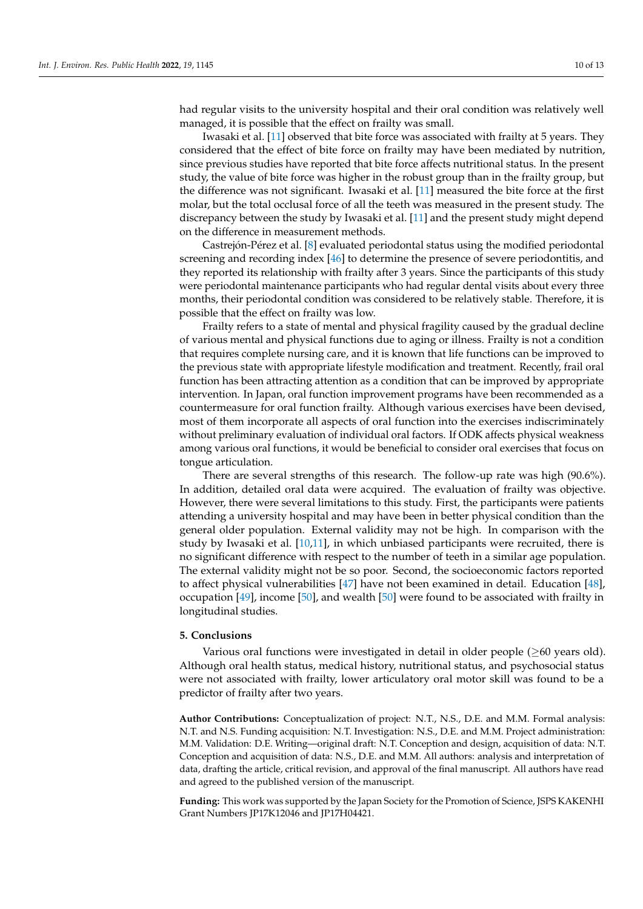had regular visits to the university hospital and their oral condition was relatively well managed, it is possible that the effect on frailty was small.

Iwasaki et al. [11] observed that bite force was associated with frailty at 5 years. They considered that the effect of bite force on frailty may have been mediated by nutrition, since previous studies have reported that bite force affects nutritional status. In the present study, the value of bite force was higher in the robust group than in the frailty group, but the difference was not significant. Iwasaki et al. [11] measured the bite force at the first molar, but the total occlusal force of all the teeth was measured in the present study. The discrepancy between the study by Iwasaki et al. [11] and the present study might depend on the difference in measurement methods.

Castrejón-Pérez et al. [8] evaluated periodontal status using the modified periodontal screening and recording index [46] to determine the presence of severe periodontitis, and they reported its relationship with frailty after 3 years. Since the participants of this study were periodontal maintenance participants who had regular dental visits about every three months, their periodontal condition was considered to be relatively stable. Therefore, it is possible that the effect on frailty was low.

Frailty refers to a state of mental and physical fragility caused by the gradual decline of various mental and physical functions due to aging or illness. Frailty is not a condition that requires complete nursing care, and it is known that life functions can be improved to the previous state with appropriate lifestyle modification and treatment. Recently, frail oral function has been attracting attention as a condition that can be improved by appropriate intervention. In Japan, oral function improvement programs have been recommended as a countermeasure for oral function frailty. Although various exercises have been devised, most of them incorporate all aspects of oral function into the exercises indiscriminately without preliminary evaluation of individual oral factors. If ODK affects physical weakness among various oral functions, it would be beneficial to consider oral exercises that focus on tongue articulation.

There are several strengths of this research. The follow-up rate was high (90.6%). In addition, detailed oral data were acquired. The evaluation of frailty was objective. However, there were several limitations to this study. First, the participants were patients attending a university hospital and may have been in better physical condition than the general older population. External validity may not be high. In comparison with the study by Iwasaki et al. [10,11], in which unbiased participants were recruited, there is no significant difference with respect to the number of teeth in a similar age population. The external validity might not be so poor. Second, the socioeconomic factors reported to affect physical vulnerabilities [47] have not been examined in detail. Education [48], occupation [49], income [50], and wealth [50] were found to be associated with frailty in longitudinal studies.

## 5. Conclusions

Various oral functions were investigated in detail in older people ($\geq$60 years old). Although oral health status, medical history, nutritional status, and psychosocial status were not associated with frailty, lower articulatory oral motor skill was found to be a predictor of frailty after two years.

**Author Contributions:** Conceptualization of project: N.T., N.S., D.E. and M.M. Formal analysis: N.T. and N.S. Funding acquisition: N.T. Investigation: N.S., D.E. and M.M. Project administration: M.M. Validation: D.E. Writing—original draft: N.T. Conception and design, acquisition of data: N.T. Conception and acquisition of data: N.S., D.E. and M.M. All authors: analysis and interpretation of data, drafting the article, critical revision, and approval of the final manuscript. All authors have read and agreed to the published version of the manuscript.

**Funding:** This work was supported by the Japan Society for the Promotion of Science, JSPS KAKENHI Grant Numbers JP17K12046 and JP17H04421.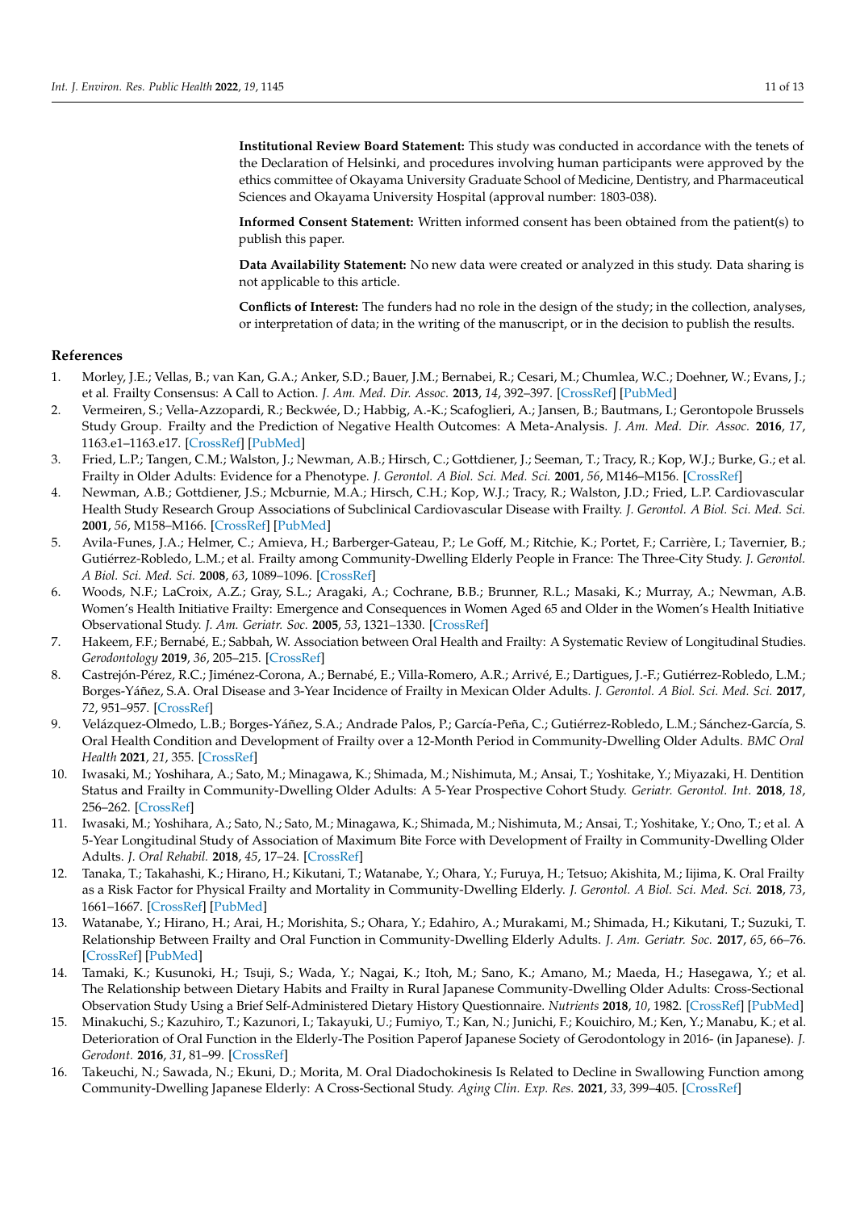**Institutional Review Board Statement:** This study was conducted in accordance with the tenets of the Declaration of Helsinki, and procedures involving human participants were approved by the ethics committee of Okayama University Graduate School of Medicine, Dentistry, and Pharmaceutical Sciences and Okayama University Hospital (approval number: 1803-038).

**Informed Consent Statement:** Written informed consent has been obtained from the patient(s) to publish this paper.

**Data Availability Statement:** No new data were created or analyzed in this study. Data sharing is not applicable to this article.

**Conflicts of Interest:** The funders had no role in the design of the study; in the collection, analyses, or interpretation of data; in the writing of the manuscript, or in the decision to publish the results.

## References

1. Morley, J.E.; Vellas, B.; van Kan, G.A.; Anker, S.D.; Bauer, J.M.; Bernabei, R.; Cesari, M.; Chumlea, W.C.; Doehner, W.; Evans, J.; et al. Frailty Consensus: A Call to Action. *J. Am. Med. Dir. Assoc.* **2013**, *14*, 392–397. [CrossRef] [PubMed]
2. Vermeiren, S.; Vella-Azzopardi, R.; Beckwée, D.; Habbig, A.-K.; Scafoglieri, A.; Jansen, B.; Bautmans, I.; Gerontopole Brussels Study Group. Frailty and the Prediction of Negative Health Outcomes: A Meta-Analysis. *J. Am. Med. Dir. Assoc.* **2016**, *17*, 1163.e1–1163.e17. [CrossRef] [PubMed]
3. Fried, L.P.; Tangen, C.M.; Walston, J.; Newman, A.B.; Hirsch, C.; Gottdiener, J.; Seeman, T.; Tracy, R.; Kop, W.J.; Burke, G.; et al. Frailty in Older Adults: Evidence for a Phenotype. *J. Gerontol. A Biol. Sci. Med. Sci.* **2001**, *56*, M146–M156. [CrossRef]
4. Newman, A.B.; Gottdiener, J.S.; Mcburnie, M.A.; Hirsch, C.H.; Kop, W.J.; Tracy, R.; Walston, J.D.; Fried, L.P. Cardiovascular Health Study Research Group Associations of Subclinical Cardiovascular Disease with Frailty. *J. Gerontol. A Biol. Sci. Med. Sci.* **2001**, *56*, M158–M166. [CrossRef] [PubMed]
5. Avila-Funes, J.A.; Helmer, C.; Amieva, H.; Barberger-Gateau, P.; Le Goff, M.; Ritchie, K.; Portet, F.; Carrière, I.; Tavernier, B.; Gutiérrez-Robledo, L.M.; et al. Frailty among Community-Dwelling Elderly People in France: The Three-City Study. *J. Gerontol. A Biol. Sci. Med. Sci.* **2008**, *63*, 1089–1096. [CrossRef]
6. Woods, N.F.; LaCroix, A.Z.; Gray, S.L.; Aragaki, A.; Cochrane, B.B.; Brunner, R.L.; Masaki, K.; Murray, A.; Newman, A.B. Women's Health Initiative Frailty: Emergence and Consequences in Women Aged 65 and Older in the Women's Health Initiative Observational Study. *J. Am. Geriatr. Soc.* **2005**, *53*, 1321–1330. [CrossRef]
7. Hakeem, F.F.; Bernabé, E.; Sabbah, W. Association between Oral Health and Frailty: A Systematic Review of Longitudinal Studies. *Gerodontology* **2019**, *36*, 205–215. [CrossRef]
8. Castrejón-Pérez, R.C.; Jiménez-Corona, A.; Bernabé, E.; Villa-Romero, A.R.; Arrivé, E.; Dartigues, J.-F.; Gutiérrez-Robledo, L.M.; Borges-Yáñez, S.A. Oral Disease and 3-Year Incidence of Frailty in Mexican Older Adults. *J. Gerontol. A Biol. Sci. Med. Sci.* **2017**, *72*, 951–957. [CrossRef]
9. Velázquez-Olmedo, L.B.; Borges-Yáñez, S.A.; Andrade Palos, P.; García-Peña, C.; Gutiérrez-Robledo, L.M.; Sánchez-García, S. Oral Health Condition and Development of Frailty over a 12-Month Period in Community-Dwelling Older Adults. *BMC Oral Health* **2021**, *21*, 355. [CrossRef]
10. Iwasaki, M.; Yoshihara, A.; Sato, M.; Minagawa, K.; Shimada, M.; Nishimuta, M.; Ansai, T.; Yoshitake, Y.; Miyazaki, H. Dentition Status and Frailty in Community-Dwelling Older Adults: A 5-Year Prospective Cohort Study. *Geriatr. Gerontol. Int.* **2018**, *18*, 256–262. [CrossRef]
11. Iwasaki, M.; Yoshihara, A.; Sato, N.; Sato, M.; Minagawa, K.; Shimada, M.; Nishimuta, M.; Ansai, T.; Yoshitake, Y.; Ono, T.; et al. A 5-Year Longitudinal Study of Association of Maximum Bite Force with Development of Frailty in Community-Dwelling Older Adults. *J. Oral Rehabil.* **2018**, *45*, 17–24. [CrossRef]
12. Tanaka, T.; Takahashi, K.; Hirano, H.; Kikutani, T.; Watanabe, Y.; Ohara, Y.; Furuya, H.; Tetsuo; Akishita, M.; Iijima, K. Oral Frailty as a Risk Factor for Physical Frailty and Mortality in Community-Dwelling Elderly. *J. Gerontol. A Biol. Sci. Med. Sci.* **2018**, *73*, 1661–1667. [CrossRef] [PubMed]
13. Watanabe, Y.; Hirano, H.; Arai, H.; Morishita, S.; Ohara, Y.; Edahiro, A.; Murakami, M.; Shimada, H.; Kikutani, T.; Suzuki, T. Relationship Between Frailty and Oral Function in Community-Dwelling Elderly Adults. *J. Am. Geriatr. Soc.* **2017**, *65*, 66–76. [CrossRef] [PubMed]
14. Tamaki, K.; Kusunoki, H.; Tsuji, S.; Wada, Y.; Nagai, K.; Itoh, M.; Sano, K.; Amano, M.; Maeda, H.; Hasegawa, Y.; et al. The Relationship between Dietary Habits and Frailty in Rural Japanese Community-Dwelling Older Adults: Cross-Sectional Observation Study Using a Brief Self-Administered Dietary History Questionnaire. *Nutrients* **2018**, *10*, 1982. [CrossRef] [PubMed]
15. Minakuchi, S.; Kazuhiro, T.; Kazunori, I.; Takayuki, U.; Fumiyo, T.; Kan, N.; Junichi, F.; Kouichiro, M.; Ken, Y.; Manabu, K.; et al. Deterioration of Oral Function in the Elderly-The Position Paperof Japanese Society of Gerodontology in 2016- (in Japanese). *J. Gerodont.* **2016**, *31*, 81–99. [CrossRef]
16. Takeuchi, N.; Sawada, N.; Ekuni, D.; Morita, M. Oral Diadochokinesis Is Related to Decline in Swallowing Function among Community-Dwelling Japanese Elderly: A Cross-Sectional Study. *Aging Clin. Exp. Res.* **2021**, *33*, 399–405. [CrossRef]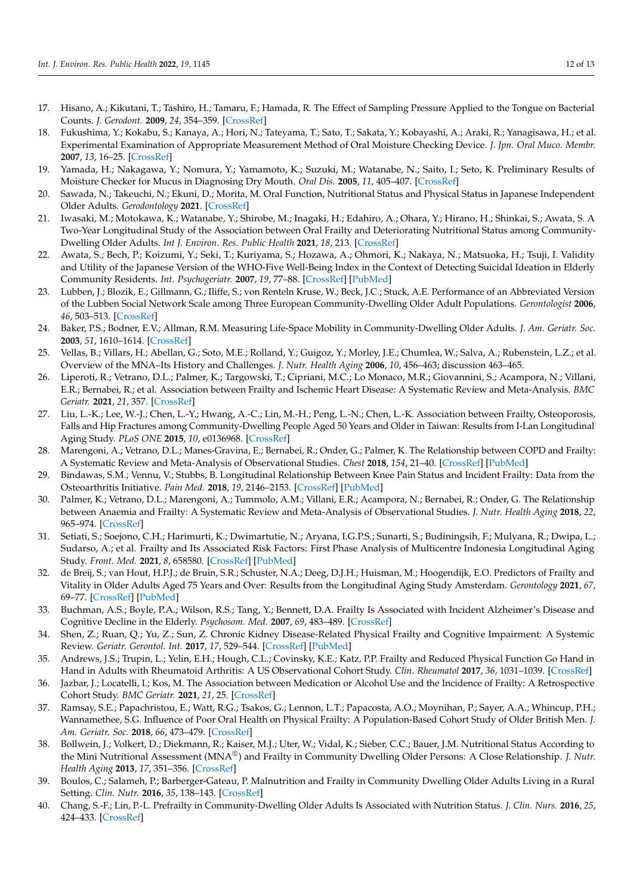17. Hisano, A.; Kikutani, T.; Tashiro, H.; Tamaru, F.; Hamada, R. The Effect of Sampling Pressure Applied to the Tongue on Bacterial Counts. *J. Gerodont.* **2009**, *24*, 354–359. [CrossRef]
18. Fukushima, Y.; Kokabu, S.; Kanaya, A.; Hori, N.; Tateyama, T.; Sato, T.; Sakata, Y.; Kobayashi, A.; Araki, R.; Yanagisawa, H.; et al. Experimental Examination of Appropriate Measurement Method of Oral Moisture Checking Device. *J. Jpn. Oral Muco. Membr.* **2007**, *13*, 16–25. [CrossRef]
19. Yamada, H.; Nakagawa, Y.; Nomura, Y.; Yamamoto, K.; Suzuki, M.; Watanabe, N.; Saito, I.; Seto, K. Preliminary Results of Moisture Checker for Mucus in Diagnosing Dry Mouth. *Oral Dis.* **2005**, *11*, 405–407. [CrossRef]
20. Sawada, N.; Takeuchi, N.; Ekuni, D.; Morita, M. Oral Function, Nutritional Status and Physical Status in Japanese Independent Older Adults. *Gerodontology* **2021**. [CrossRef]
21. Iwasaki, M.; Motokawa, K.; Watanabe, Y.; Shirobe, M.; Inagaki, H.; Edahiro, A.; Ohara, Y.; Hirano, H.; Shinkai, S.; Awata, S. A Two-Year Longitudinal Study of the Association between Oral Frailty and Deteriorating Nutritional Status among Community-Dwelling Older Adults. *Int J. Environ. Res. Public Health* **2021**, *18*, 213. [CrossRef]
22. Awata, S.; Bech, P.; Koizumi, Y.; Seki, T.; Kuriyama, S.; Hozawa, A.; Ohmori, K.; Nakaya, N.; Matsuoka, H.; Tsuji, I. Validity and Utility of the Japanese Version of the WHO-Five Well-Being Index in the Context of Detecting Suicidal Ideation in Elderly Community Residents. *Int. Psychogeriatr.* **2007**, *19*, 77–88. [CrossRef] [PubMed]
23. Lubben, J.; Blozik, E.; Gillmann, G.; Iliffe, S.; von Renteln Kruse, W.; Beck, J.C.; Stuck, A.E. Performance of an Abbreviated Version of the Lubben Social Network Scale among Three European Community-Dwelling Older Adult Populations. *Gerontologist* **2006**, *46*, 503–513. [CrossRef]
24. Baker, P.S.; Bodner, E.V.; Allman, R.M. Measuring Life-Space Mobility in Community-Dwelling Older Adults. *J. Am. Geriatr. Soc.* **2003**, *51*, 1610–1614. [CrossRef]
25. Vellas, B.; Villars, H.; Abellan, G.; Soto, M.E.; Rolland, Y.; Guigoz, Y.; Morley, J.E.; Chumlea, W.; Salva, A.; Rubenstein, L.Z.; et al. Overview of the MNA–Its History and Challenges. *J. Nutr. Health Aging* **2006**, *10*, 456–463; discussion 463–465.
26. Liperoti, R.; Vetrano, D.L.; Palmer, K.; Targowski, T.; Cipriani, M.C.; Lo Monaco, M.R.; Giovannini, S.; Acampora, N.; Villani, E.R.; Bernabei, R.; et al. Association between Frailty and Ischemic Heart Disease: A Systematic Review and Meta-Analysis. *BMC Geriatr.* **2021**, *21*, 357. [CrossRef]
27. Liu, L.-K.; Lee, W.-J.; Chen, L.-Y.; Hwang, A.-C.; Lin, M.-H.; Peng, L.-N.; Chen, L.-K. Association between Frailty, Osteoporosis, Falls and Hip Fractures among Community-Dwelling People Aged 50 Years and Older in Taiwan: Results from I-Lan Longitudinal Aging Study. *PLoS ONE* **2015**, *10*, e0136968. [CrossRef]
28. Marengoni, A.; Vetrano, D.L.; Manes-Gravina, E.; Bernabei, R.; Onder, G.; Palmer, K. The Relationship between COPD and Frailty: A Systematic Review and Meta-Analysis of Observational Studies. *Chest* **2018**, *154*, 21–40. [CrossRef] [PubMed]
29. Bindawas, S.M.; Vennu, V.; Stubbs, B. Longitudinal Relationship Between Knee Pain Status and Incident Frailty: Data from the Osteoarthritis Initiative. *Pain Med.* **2018**, *19*, 2146–2153. [CrossRef] [PubMed]
30. Palmer, K.; Vetrano, D.L.; Marengoni, A.; Tummolo, A.M.; Villani, E.R.; Acampora, N.; Bernabei, R.; Onder, G. The Relationship between Anaemia and Frailty: A Systematic Review and Meta-Analysis of Observational Studies. *J. Nutr. Health Aging* **2018**, *22*, 965–974. [CrossRef]
31. Setiati, S.; Soejono, C.H.; Harimurti, K.; Dwimartutie, N.; Aryana, I.G.P.S.; Sunarti, S.; Budiningsih, F.; Mulyana, R.; Dwipa, L.; Sudarso, A.; et al. Frailty and Its Associated Risk Factors: First Phase Analysis of Multicentre Indonesia Longitudinal Aging Study. *Front. Med.* **2021**, *8*, 658580. [CrossRef] [PubMed]
32. de Breij, S.; van Hout, H.P.J.; de Bruin, S.R.; Schuster, N.A.; Deeg, D.J.H.; Huisman, M.; Hoogendijk, E.O. Predictors of Frailty and Vitality in Older Adults Aged 75 Years and Over: Results from the Longitudinal Aging Study Amsterdam. *Gerontology* **2021**, *67*, 69–77. [CrossRef] [PubMed]
33. Buchman, A.S.; Boyle, P.A.; Wilson, R.S.; Tang, Y.; Bennett, D.A. Frailty Is Associated with Incident Alzheimer's Disease and Cognitive Decline in the Elderly. *Psychosom. Med.* **2007**, *69*, 483–489. [CrossRef]
34. Shen, Z.; Ruan, Q.; Yu, Z.; Sun, Z. Chronic Kidney Disease-Related Physical Frailty and Cognitive Impairment: A Systemic Review. *Geriatr. Gerontol. Int.* **2017**, *17*, 529–544. [CrossRef] [PubMed]
35. Andrews, J.S.; Trupin, L.; Yelin, E.H.; Hough, C.L.; Covinsky, K.E.; Katz, P.P. Frailty and Reduced Physical Function Go Hand in Hand in Adults with Rheumatoid Arthritis: A US Observational Cohort Study. *Clin. Rheumatol* **2017**, *36*, 1031–1039. [CrossRef]
36. Jazbar, J.; Locatelli, I.; Kos, M. The Association between Medication or Alcohol Use and the Incidence of Frailty: A Retrospective Cohort Study. *BMC Geriatr.* **2021**, *21*, 25. [CrossRef]
37. Ramsay, S.E.; Papachristou, E.; Watt, R.G.; Tsakos, G.; Lennon, L.T.; Papacosta, A.O.; Moynihan, P.; Sayer, A.A.; Whincup, P.H.; Wannamethee, S.G. Influence of Poor Oral Health on Physical Frailty: A Population-Based Cohort Study of Older British Men. *J. Am. Geriatr. Soc.* **2018**, *66*, 473–479. [CrossRef]
38. Bollwein, J.; Volkert, D.; Diekmann, R.; Kaiser, M.J.; Uter, W.; Vidal, K.; Sieber, C.C.; Bauer, J.M. Nutritional Status According to the Mini Nutritional Assessment (MNA®) and Frailty in Community Dwelling Older Persons: A Close Relationship. *J. Nutr. Health Aging* **2013**, *17*, 351–356. [CrossRef]
39. Boulos, C.; Salameh, P.; Barberger-Gateau, P. Malnutrition and Frailty in Community Dwelling Older Adults Living in a Rural Setting. *Clin. Nutr.* **2016**, *35*, 138–143. [CrossRef]
40. Chang, S.-F.; Lin, P.-L. Prefrailty in Community-Dwelling Older Adults Is Associated with Nutrition Status. *J. Clin. Nurs.* **2016**, *25*, 424–433. [CrossRef]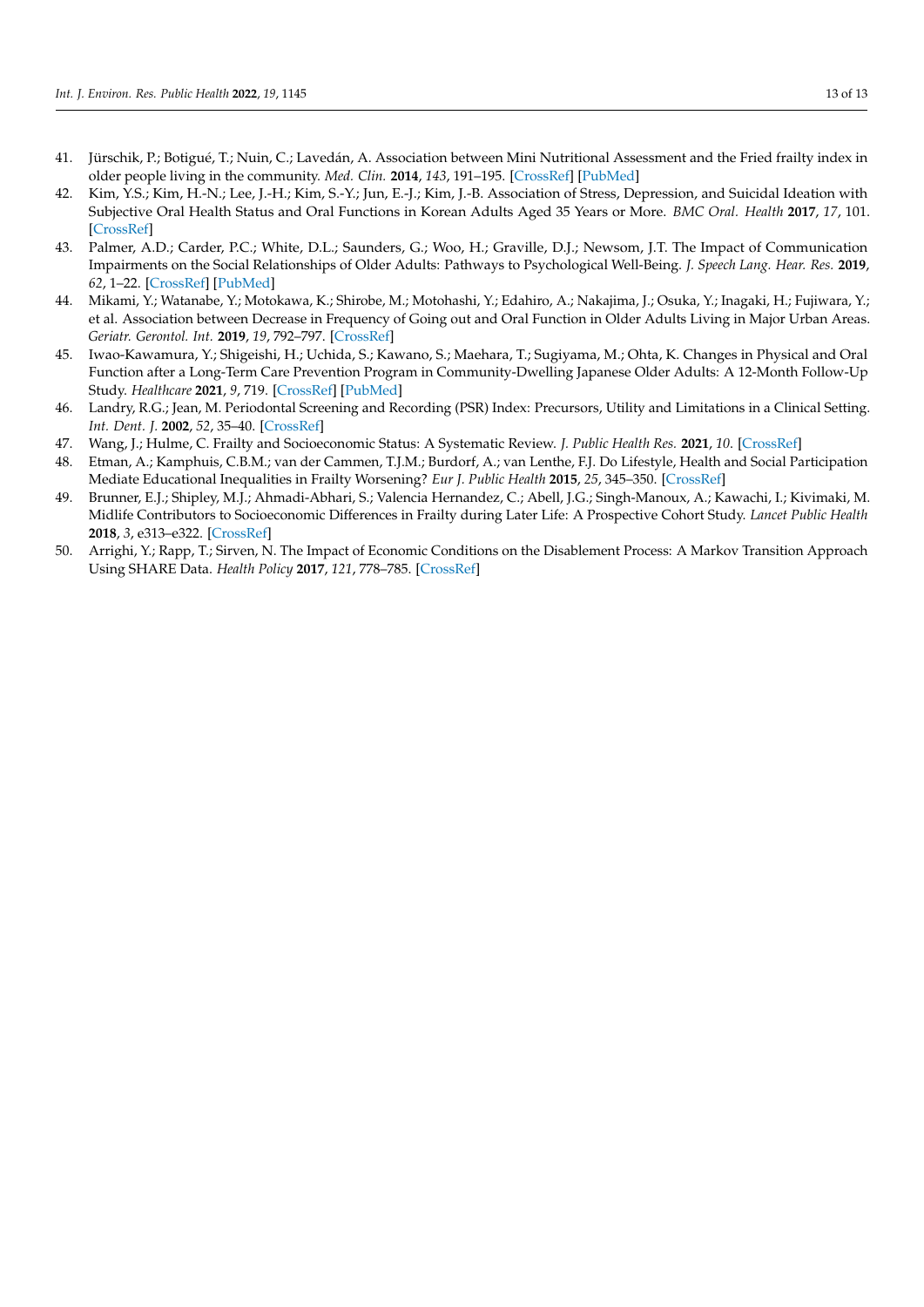41. Jürschik, P.; Botigué, T.; Nuin, C.; Lavedán, A. Association between Mini Nutritional Assessment and the Fried frailty index in older people living in the community. *Med. Clin.* **2014**, *143*, 191–195. [CrossRef] [PubMed]
42. Kim, Y.S.; Kim, H.-N.; Lee, J.-H.; Kim, S.-Y.; Jun, E.-J.; Kim, J.-B. Association of Stress, Depression, and Suicidal Ideation with Subjective Oral Health Status and Oral Functions in Korean Adults Aged 35 Years or More. *BMC Oral. Health* **2017**, *17*, 101. [CrossRef]
43. Palmer, A.D.; Carder, P.C.; White, D.L.; Saunders, G.; Woo, H.; Graville, D.J.; Newsom, J.T. The Impact of Communication Impairments on the Social Relationships of Older Adults: Pathways to Psychological Well-Being. *J. Speech Lang. Hear. Res.* **2019**, *62*, 1–22. [CrossRef] [PubMed]
44. Mikami, Y.; Watanabe, Y.; Motokawa, K.; Shirobe, M.; Motohashi, Y.; Edahiro, A.; Nakajima, J.; Osuka, Y.; Inagaki, H.; Fujiwara, Y.; et al. Association between Decrease in Frequency of Going out and Oral Function in Older Adults Living in Major Urban Areas. *Geriatr. Gerontol. Int.* **2019**, *19*, 792–797. [CrossRef]
45. Iwao-Kawamura, Y.; Shigeishi, H.; Uchida, S.; Kawano, S.; Maehara, T.; Sugiyama, M.; Ohta, K. Changes in Physical and Oral Function after a Long-Term Care Prevention Program in Community-Dwelling Japanese Older Adults: A 12-Month Follow-Up Study. *Healthcare* **2021**, *9*, 719. [CrossRef] [PubMed]
46. Landry, R.G.; Jean, M. Periodontal Screening and Recording (PSR) Index: Precursors, Utility and Limitations in a Clinical Setting. *Int. Dent. J.* **2002**, *52*, 35–40. [CrossRef]
47. Wang, J.; Hulme, C. Frailty and Socioeconomic Status: A Systematic Review. *J. Public Health Res.* **2021**, *10*. [CrossRef]
48. Etman, A.; Kamphuis, C.B.M.; van der Cammen, T.J.M.; Burdorf, A.; van Lenthe, F.J. Do Lifestyle, Health and Social Participation Mediate Educational Inequalities in Frailty Worsening? *Eur J. Public Health* **2015**, *25*, 345–350. [CrossRef]
49. Brunner, E.J.; Shipley, M.J.; Ahmadi-Abhari, S.; Valencia Hernandez, C.; Abell, J.G.; Singh-Manoux, A.; Kawachi, I.; Kivimaki, M. Midlife Contributors to Socioeconomic Differences in Frailty during Later Life: A Prospective Cohort Study. *Lancet Public Health* **2018**, *3*, e313–e322. [CrossRef]
50. Arrighi, Y.; Rapp, T.; Sirven, N. The Impact of Economic Conditions on the Disablement Process: A Markov Transition Approach Using SHARE Data. *Health Policy* **2017**, *121*, 778–785. [CrossRef]